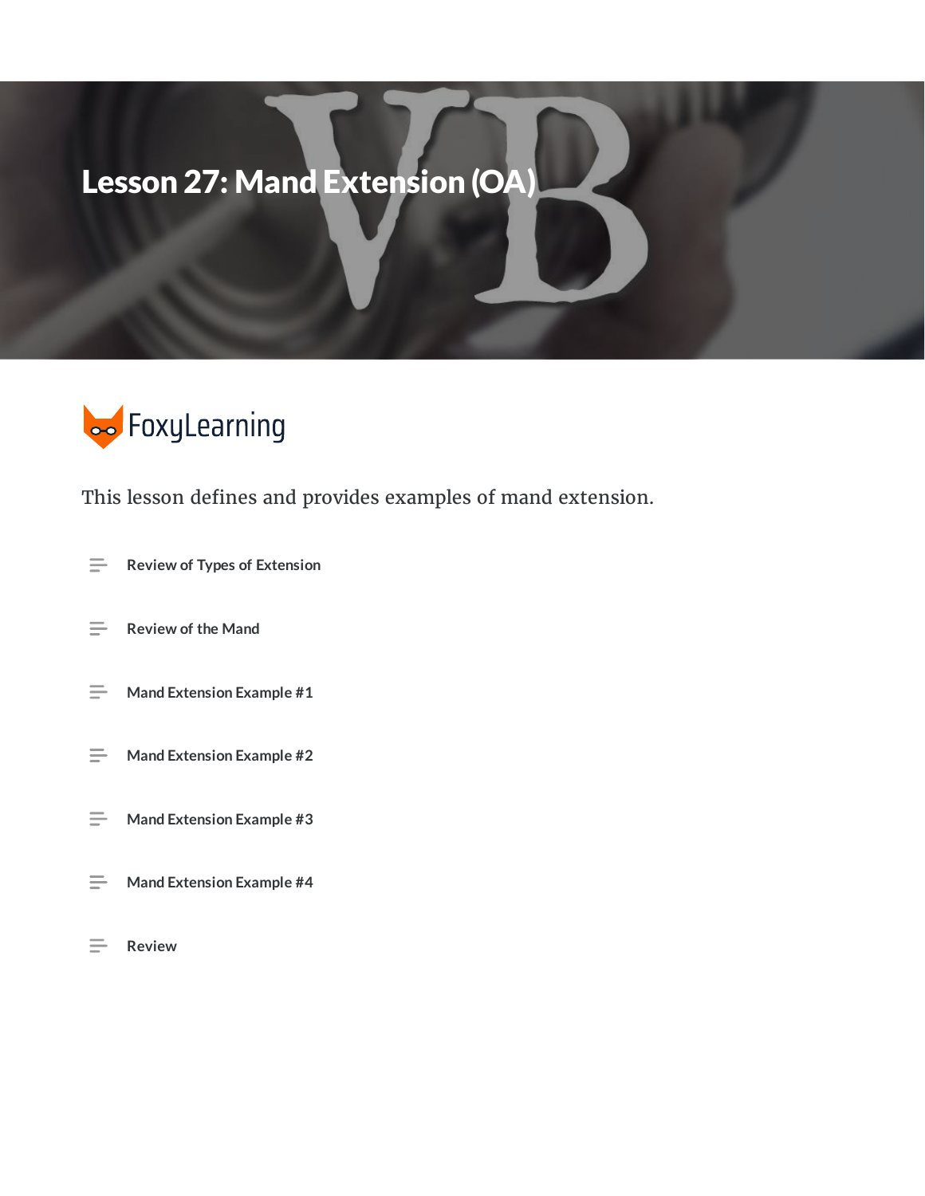# Lesson 27: Mand Extension (OA)

FoxyLearning

This lesson defines and provides examples of mand extension.

- Review of Types of Extension
- Review of the Mand
- Mand Extension Example #1
- Mand Extension Example #2
- Mand Extension Example #3
- Mand Extension Example #4
- Review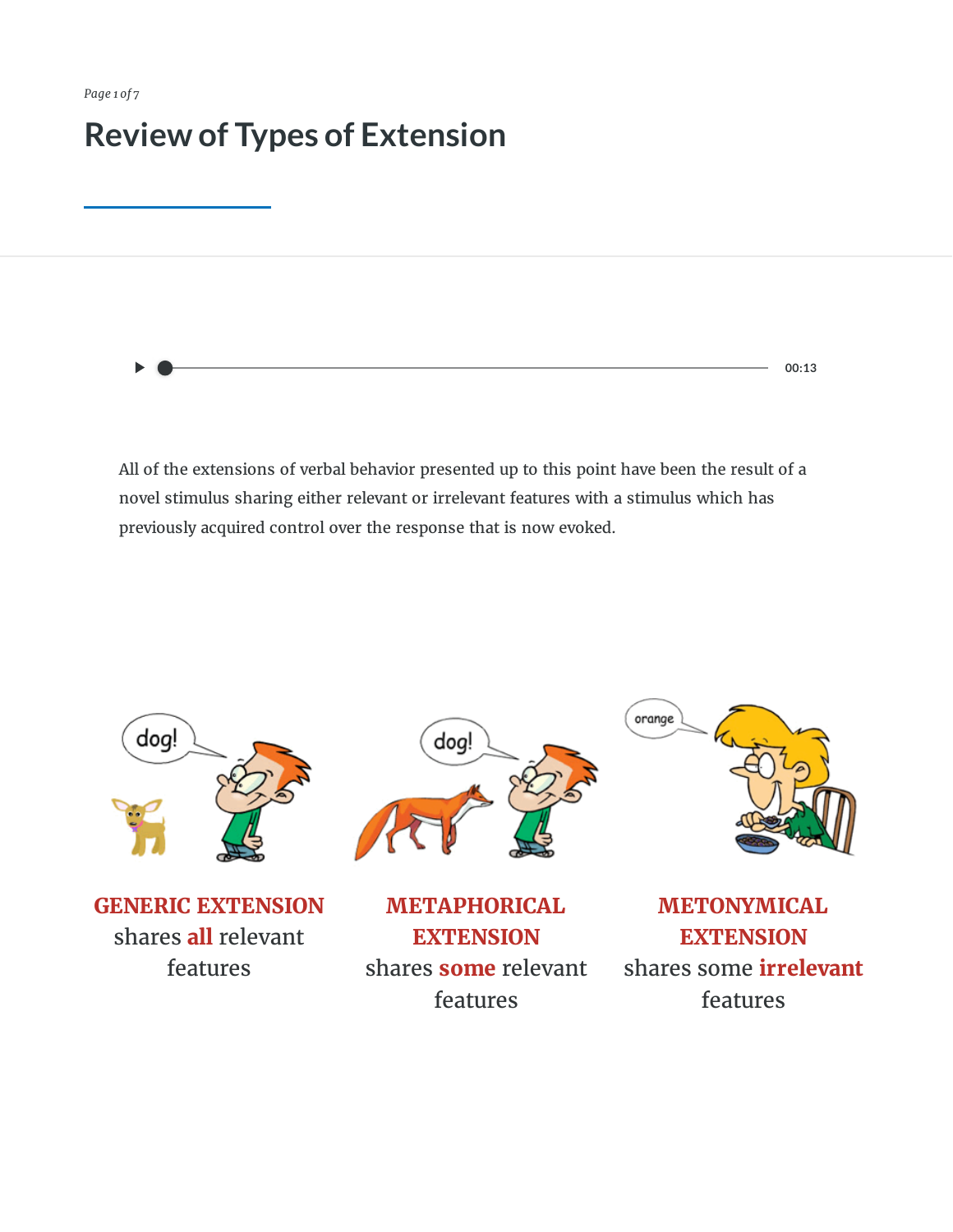# Review of Types of Extension

All of the extensions of verbal behavior presented up to this point have been the result of a novel stimulus sharing either relevant or irrelevant features with a stimulus which has previously acquired control over the response that is now evoked.

**GENERIC EXTENSION**
shares **all** relevant features

**METAPHORICAL EXTENSION**
shares **some** relevant features

**METONYMICAL EXTENSION**
shares some **irrelevant** features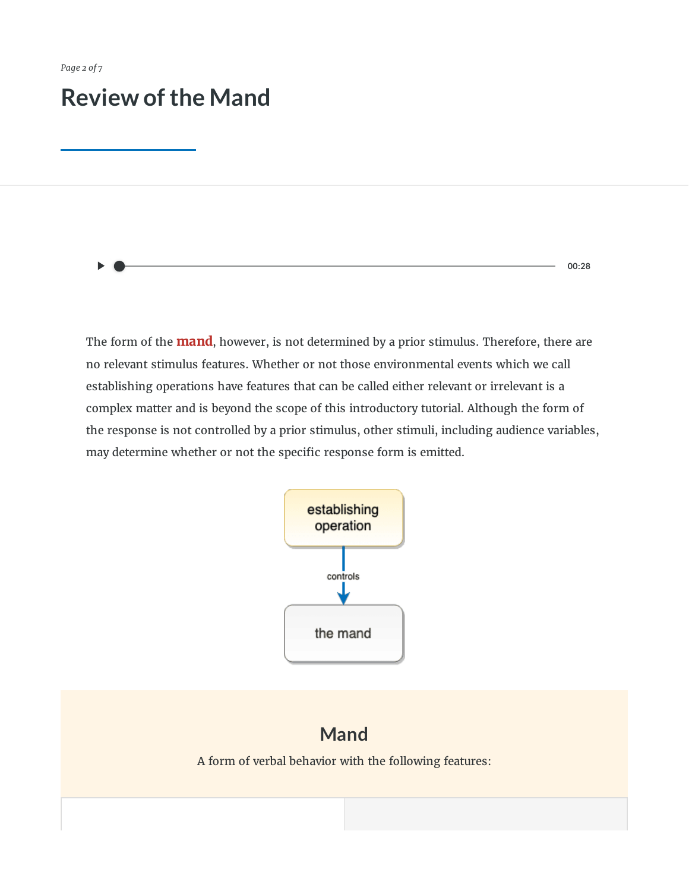# Review of the Mand

00:28

The form of the **mand**, however, is not determined by a prior stimulus. Therefore, there are no relevant stimulus features. Whether or not those environmental events which we call establishing operations have features that can be called either relevant or irrelevant is a complex matter and is beyond the scope of this introductory tutorial. Although the form of the response is not controlled by a prior stimulus, other stimuli, including audience variables, may determine whether or not the specific response form is emitted.

establishing operation

controls

the mand

## Mand

A form of verbal behavior with the following features: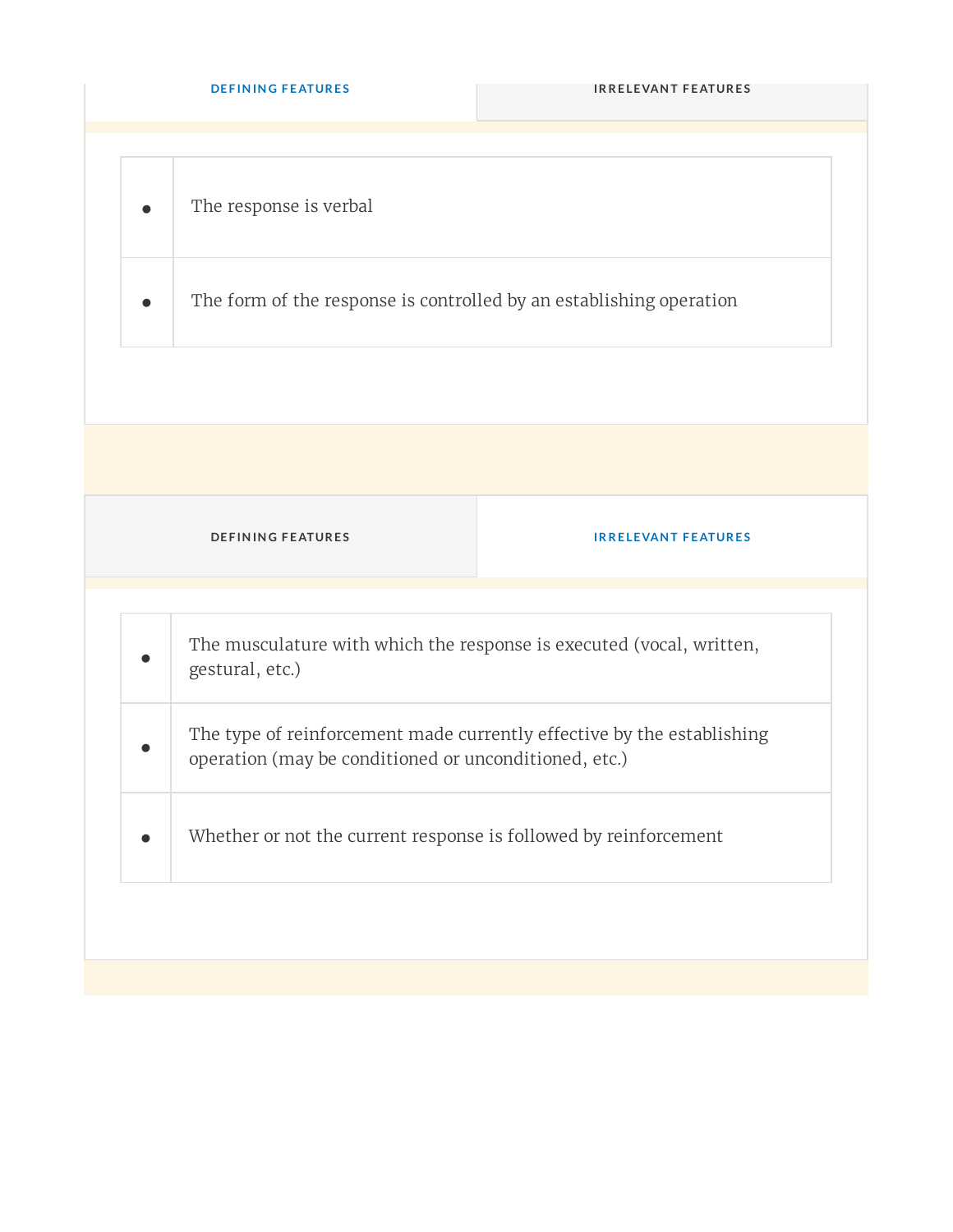| DEFINING FEATURES | IRRELEVANT FEATURES |
| --- | --- |

| | |
| --- | --- |
| • | The response is verbal |
| • | The form of the response is controlled by an establishing operation |

| DEFINING FEATURES | IRRELEVANT FEATURES |
| --- | --- |

| | |
| --- | --- |
| • | The musculature with which the response is executed (vocal, written, gestural, etc.) |
| • | The type of reinforcement made currently effective by the establishing operation (may be conditioned or unconditioned, etc.) |
| • | Whether or not the current response is followed by reinforcement |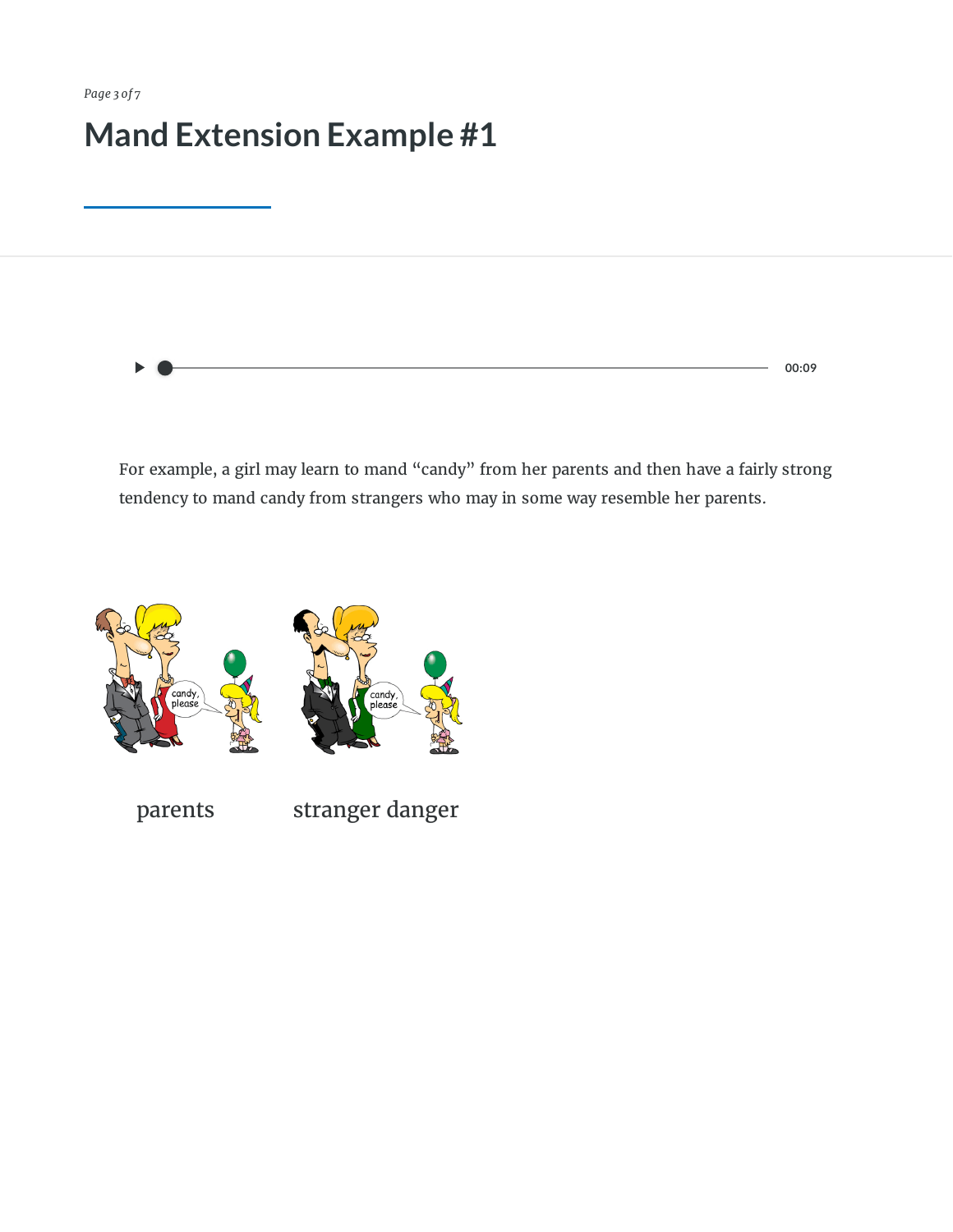# Mand Extension Example #1

For example, a girl may learn to mand “candy” from her parents and then have a fairly strong tendency to mand candy from strangers who may in some way resemble her parents.

parents

stranger danger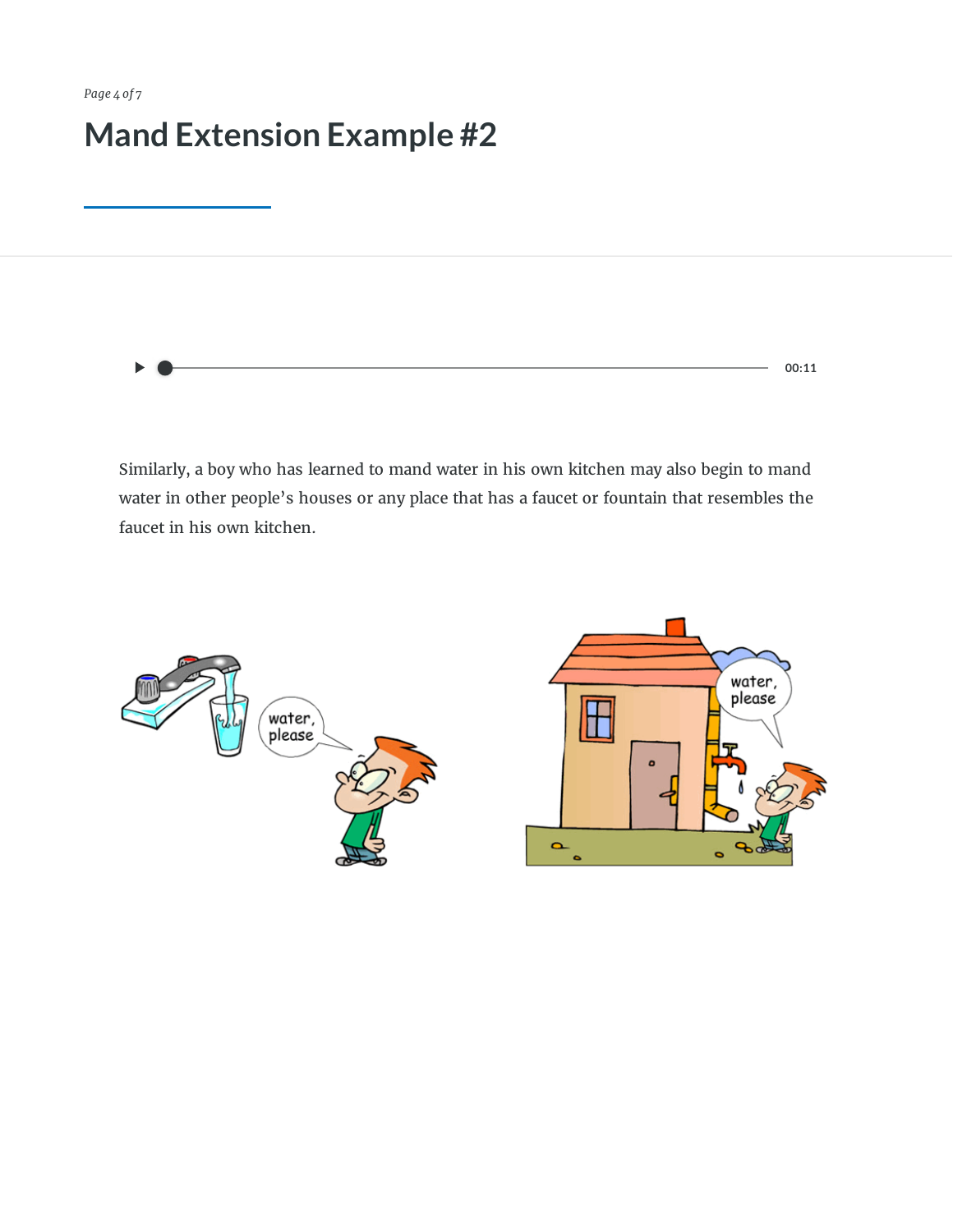# Mand Extension Example #2

Similarly, a boy who has learned to mand water in his own kitchen may also begin to mand water in other people's houses or any place that has a faucet or fountain that resembles the faucet in his own kitchen.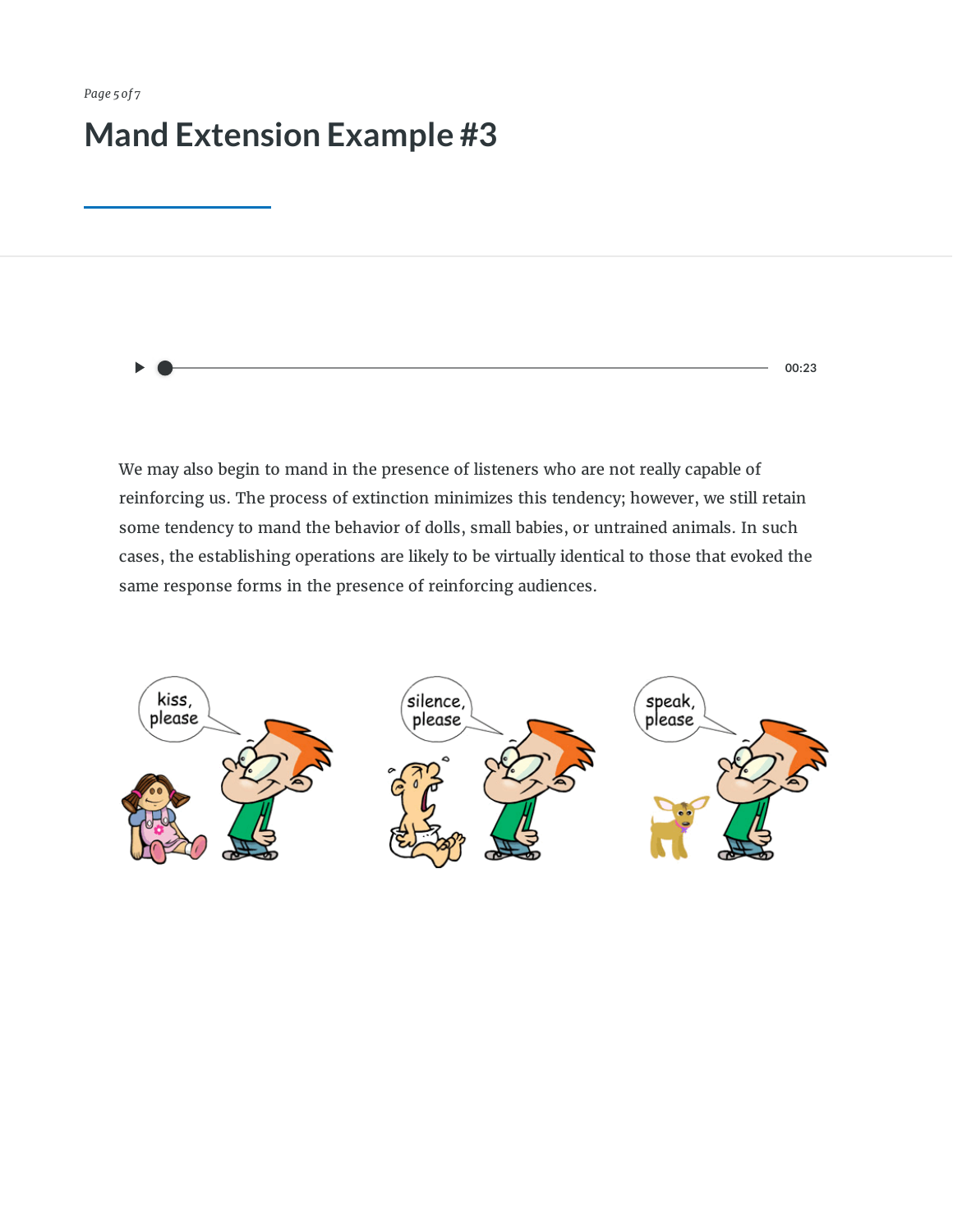# Mand Extension Example #3

00:23

We may also begin to mand in the presence of listeners who are not really capable of reinforcing us. The process of extinction minimizes this tendency; however, we still retain some tendency to mand the behavior of dolls, small babies, or untrained animals. In such cases, the establishing operations are likely to be virtually identical to those that evoked the same response forms in the presence of reinforcing audiences.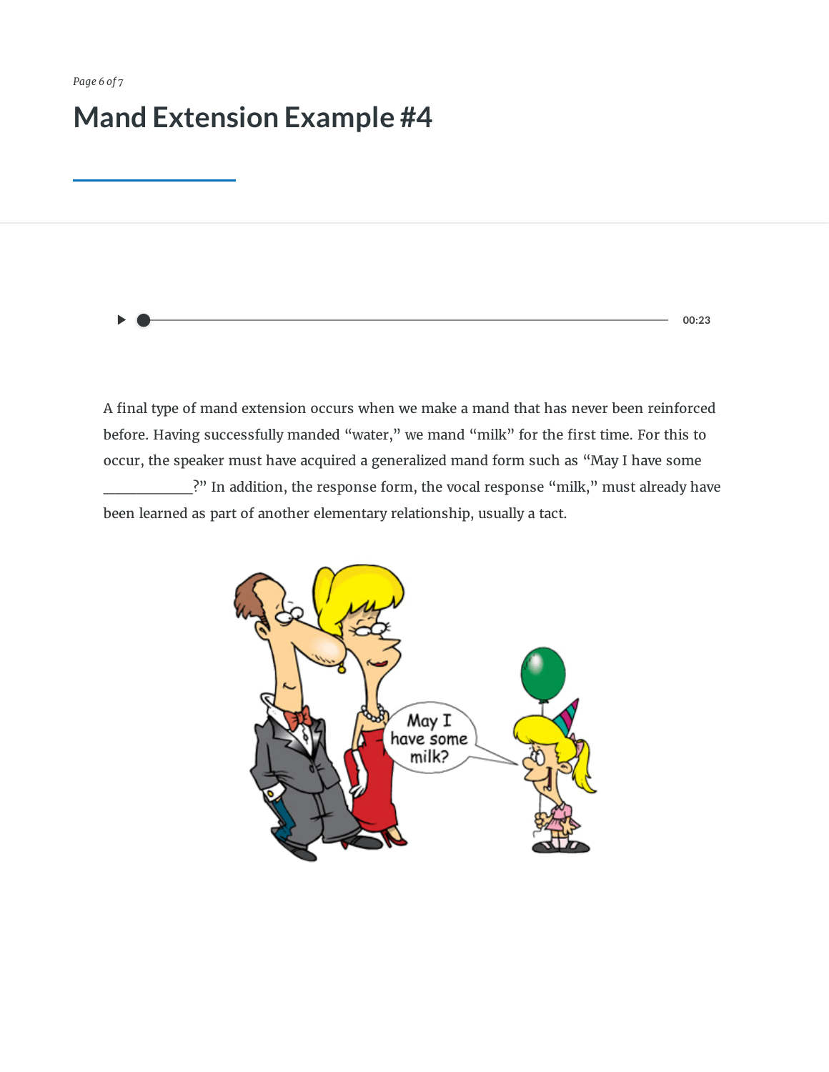# Mand Extension Example #4

00:23

A final type of mand extension occurs when we make a mand that has never been reinforced before. Having successfully manded "water," we mand "milk" for the first time. For this to occur, the speaker must have acquired a generalized mand form such as "May I have some ____________?" In addition, the response form, the vocal response "milk," must already have been learned as part of another elementary relationship, usually a tact.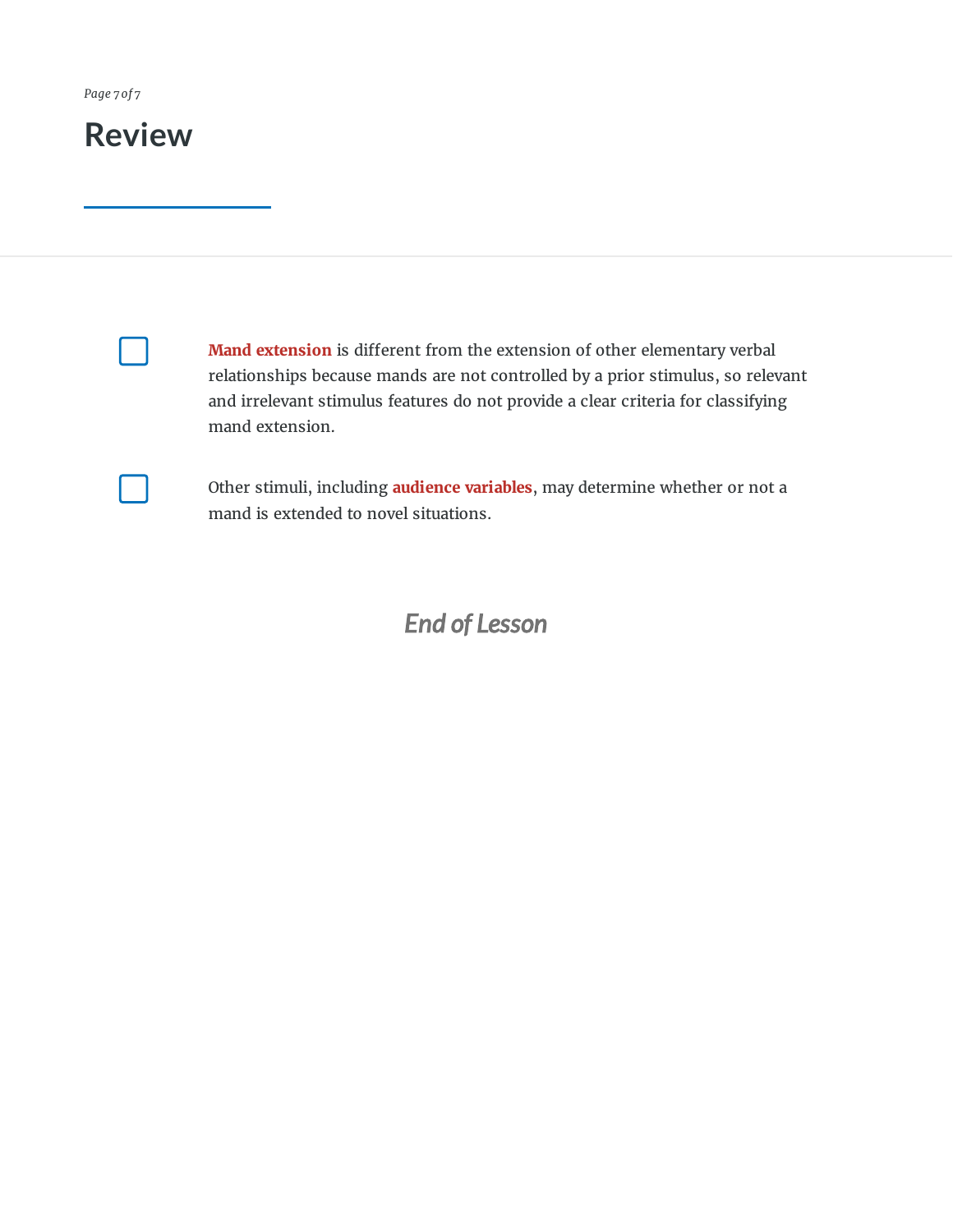# Review

- [ ] **Mand extension** is different from the extension of other elementary verbal relationships because mands are not controlled by a prior stimulus, so relevant and irrelevant stimulus features do not provide a clear criteria for classifying mand extension.

- [ ] Other stimuli, including **audience variables**, may determine whether or not a mand is extended to novel situations.

*End of Lesson*